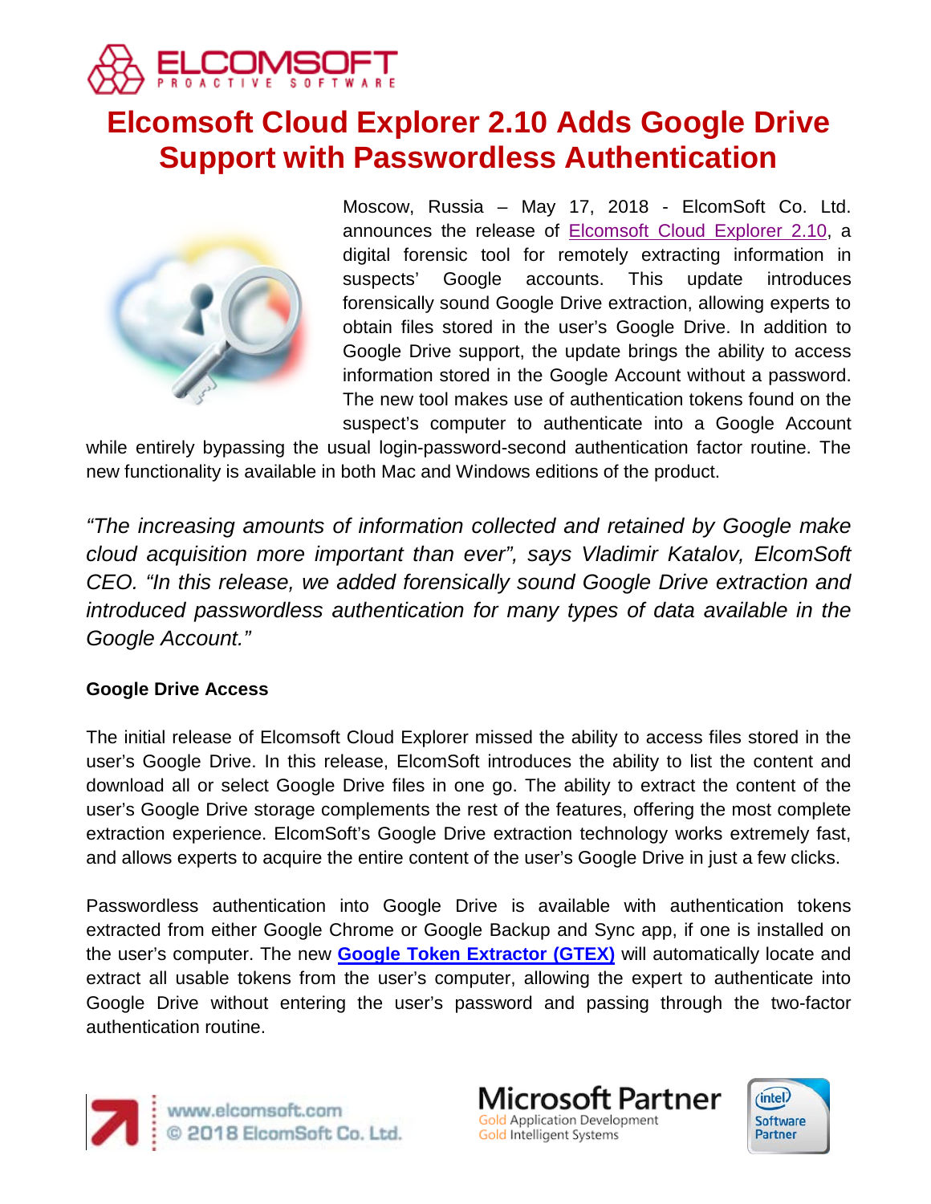# Elcomsoft Cloud Explorer 2.10 Adds Google Drive Support with Passwordless Authentication

Moscow, Russia – May 17, 2018 - ElcomSoft Co. Ltd. announces the release of Elcomsoft Cloud Explorer 2.10, a digital forensic tool for remotely extracting information in suspects' Google accounts. This update introduces forensically sound Google Drive extraction, allowing experts to obtain files stored in the user's Google Drive. In addition to Google Drive support, the update brings the ability to access information stored in the Google Account without a password. The new tool makes use of authentication tokens found on the suspect's computer to authenticate into a Google Account while entirely bypassing the usual login-password-second authentication factor routine. The new functionality is available in both Mac and Windows editions of the product.

*"The increasing amounts of information collected and retained by Google make cloud acquisition more important than ever", says Vladimir Katalov, ElcomSoft CEO. "In this release, we added forensically sound Google Drive extraction and introduced passwordless authentication for many types of data available in the Google Account."*

**Google Drive Access**

The initial release of Elcomsoft Cloud Explorer missed the ability to access files stored in the user's Google Drive. In this release, ElcomSoft introduces the ability to list the content and download all or select Google Drive files in one go. The ability to extract the content of the user's Google Drive storage complements the rest of the features, offering the most complete extraction experience. ElcomSoft's Google Drive extraction technology works extremely fast, and allows experts to acquire the entire content of the user's Google Drive in just a few clicks.

Passwordless authentication into Google Drive is available with authentication tokens extracted from either Google Chrome or Google Backup and Sync app, if one is installed on the user's computer. The new **Google Token Extractor (GTEX)** will automatically locate and extract all usable tokens from the user's computer, allowing the expert to authenticate into Google Drive without entering the user's password and passing through the two-factor authentication routine.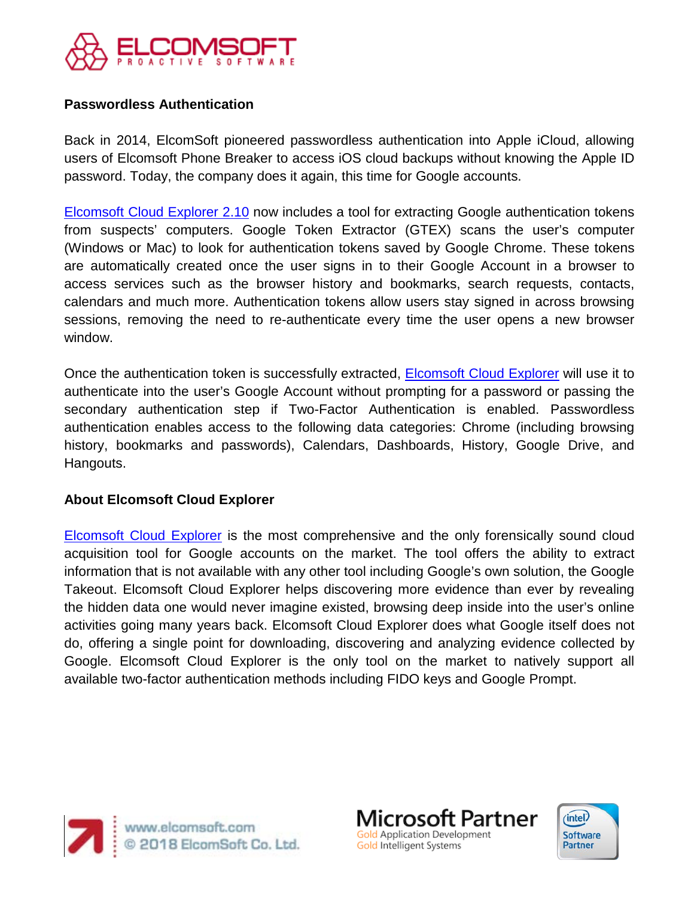**Passwordless Authentication**

Back in 2014, ElcomSoft pioneered passwordless authentication into Apple iCloud, allowing users of Elcomsoft Phone Breaker to access iOS cloud backups without knowing the Apple ID password. Today, the company does it again, this time for Google accounts.

Elcomsoft Cloud Explorer 2.10 now includes a tool for extracting Google authentication tokens from suspects' computers. Google Token Extractor (GTEX) scans the user's computer (Windows or Mac) to look for authentication tokens saved by Google Chrome. These tokens are automatically created once the user signs in to their Google Account in a browser to access services such as the browser history and bookmarks, search requests, contacts, calendars and much more. Authentication tokens allow users stay signed in across browsing sessions, removing the need to re-authenticate every time the user opens a new browser window.

Once the authentication token is successfully extracted, Elcomsoft Cloud Explorer will use it to authenticate into the user's Google Account without prompting for a password or passing the secondary authentication step if Two-Factor Authentication is enabled. Passwordless authentication enables access to the following data categories: Chrome (including browsing history, bookmarks and passwords), Calendars, Dashboards, History, Google Drive, and Hangouts.

**About Elcomsoft Cloud Explorer**

Elcomsoft Cloud Explorer is the most comprehensive and the only forensically sound cloud acquisition tool for Google accounts on the market. The tool offers the ability to extract information that is not available with any other tool including Google's own solution, the Google Takeout. Elcomsoft Cloud Explorer helps discovering more evidence than ever by revealing the hidden data one would never imagine existed, browsing deep inside into the user's online activities going many years back. Elcomsoft Cloud Explorer does what Google itself does not do, offering a single point for downloading, discovering and analyzing evidence collected by Google. Elcomsoft Cloud Explorer is the only tool on the market to natively support all available two-factor authentication methods including FIDO keys and Google Prompt.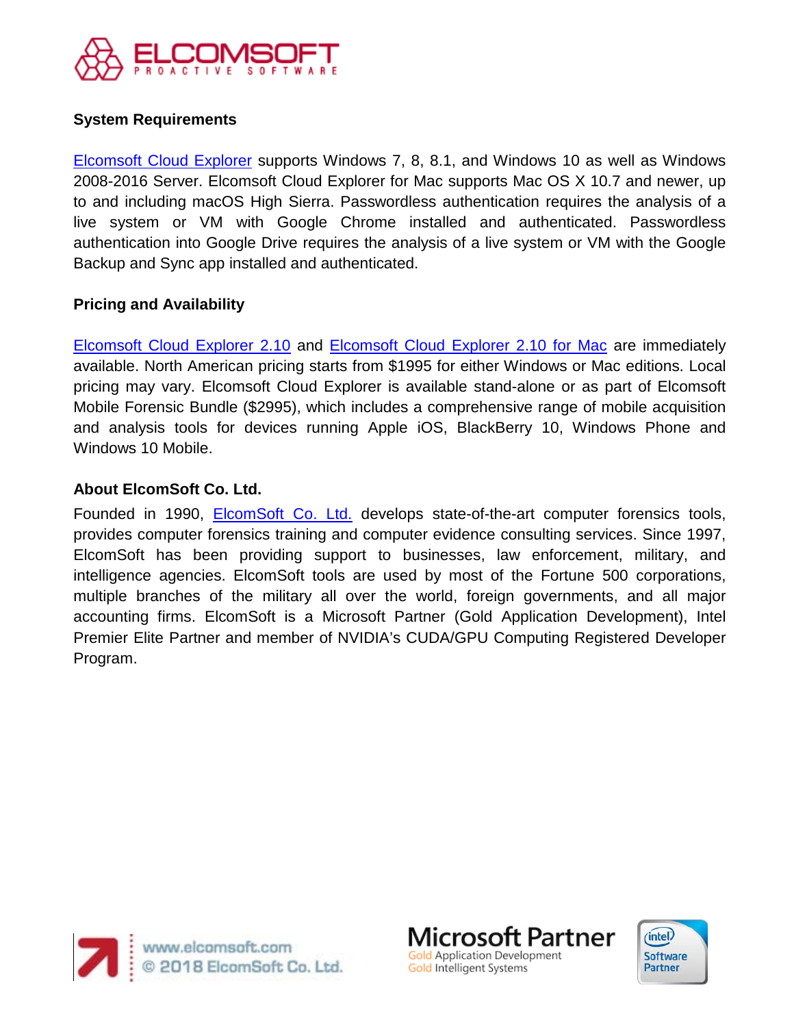## System Requirements

Elcomsoft Cloud Explorer supports Windows 7, 8, 8.1, and Windows 10 as well as Windows 2008-2016 Server. Elcomsoft Cloud Explorer for Mac supports Mac OS X 10.7 and newer, up to and including macOS High Sierra. Passwordless authentication requires the analysis of a live system or VM with Google Chrome installed and authenticated. Passwordless authentication into Google Drive requires the analysis of a live system or VM with the Google Backup and Sync app installed and authenticated.

## Pricing and Availability

Elcomsoft Cloud Explorer 2.10 and Elcomsoft Cloud Explorer 2.10 for Mac are immediately available. North American pricing starts from $1995 for either Windows or Mac editions. Local pricing may vary. Elcomsoft Cloud Explorer is available stand-alone or as part of Elcomsoft Mobile Forensic Bundle ($2995), which includes a comprehensive range of mobile acquisition and analysis tools for devices running Apple iOS, BlackBerry 10, Windows Phone and Windows 10 Mobile.

## About ElcomSoft Co. Ltd.

Founded in 1990, ElcomSoft Co. Ltd. develops state-of-the-art computer forensics tools, provides computer forensics training and computer evidence consulting services. Since 1997, ElcomSoft has been providing support to businesses, law enforcement, military, and intelligence agencies. ElcomSoft tools are used by most of the Fortune 500 corporations, multiple branches of the military all over the world, foreign governments, and all major accounting firms. ElcomSoft is a Microsoft Partner (Gold Application Development), Intel Premier Elite Partner and member of NVIDIA's CUDA/GPU Computing Registered Developer Program.

www.elcomsoft.com
© 2018 ElcomSoft Co. Ltd.

Microsoft Partner
Gold Application Development
Gold Intelligent Systems

intel Software Partner